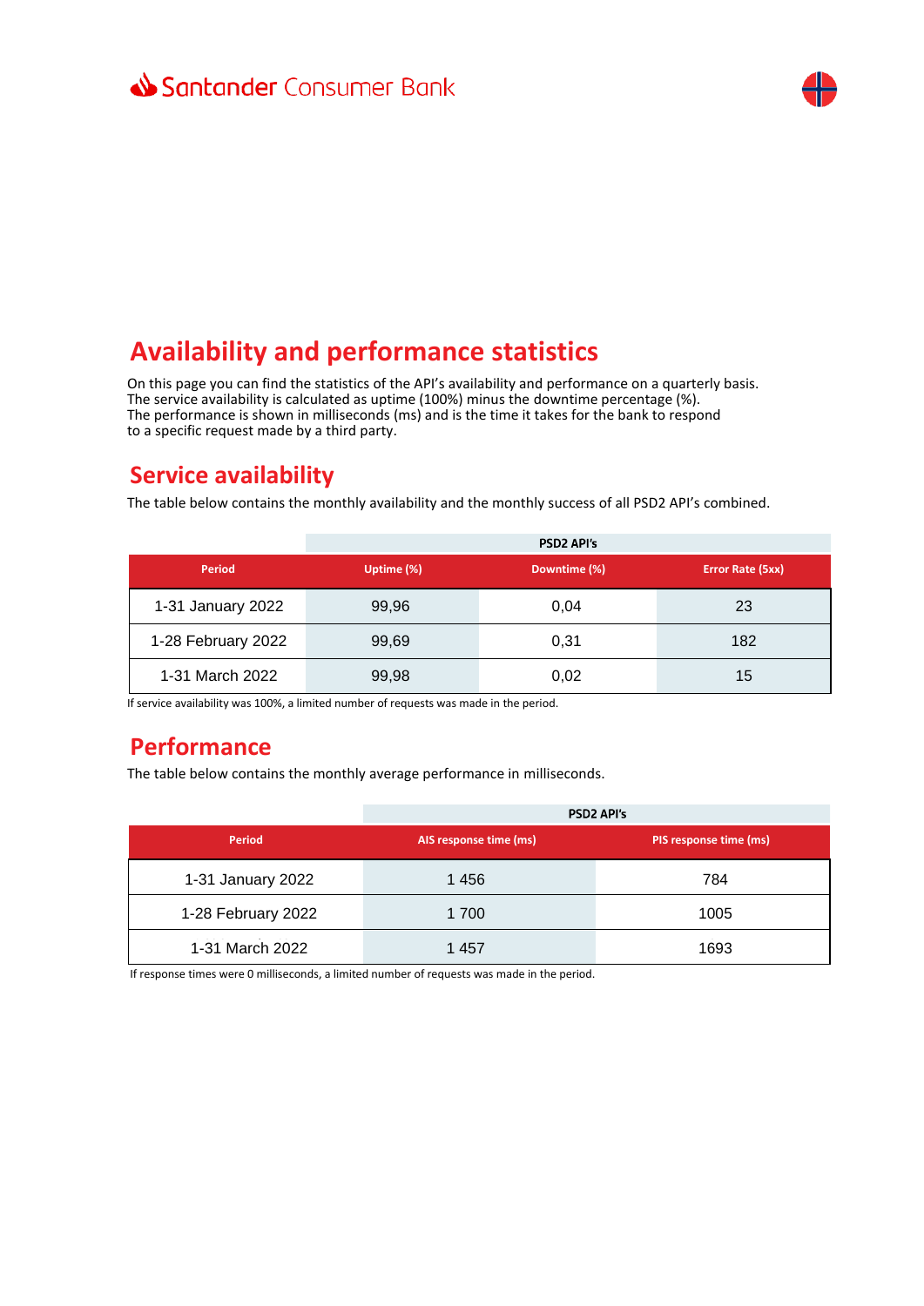Santander Consumer Bank

# Availability and performance statistics

On this page you can find the statistics of the API's availability and performance on a quarterly basis.
The service availability is calculated as uptime (100%) minus the downtime percentage (%).
The performance is shown in milliseconds (ms) and is the time it takes for the bank to respond to a specific request made by a third party.

## Service availability

The table below contains the monthly availability and the monthly success of all PSD2 API's combined.

| | PSD2 API's | | |
|---|---|---|---|
| **Period** | **Uptime (%)** | **Downtime (%)** | **Error Rate (5xx)** |
| 1-31 January 2022 | 99,96 | 0,04 | 23 |
| 1-28 February 2022 | 99,69 | 0,31 | 182 |
| 1-31 March 2022 | 99,98 | 0,02 | 15 |

If service availability was 100%, a limited number of requests was made in the period.

## Performance

The table below contains the monthly average performance in milliseconds.

| | PSD2 API's | |
|---|---|---|
| **Period** | **AIS response time (ms)** | **PIS response time (ms)** |
| 1-31 January 2022 | 1 456 | 784 |
| 1-28 February 2022 | 1 700 | 1005 |
| 1-31 March 2022 | 1 457 | 1693 |

If response times were 0 milliseconds, a limited number of requests was made in the period.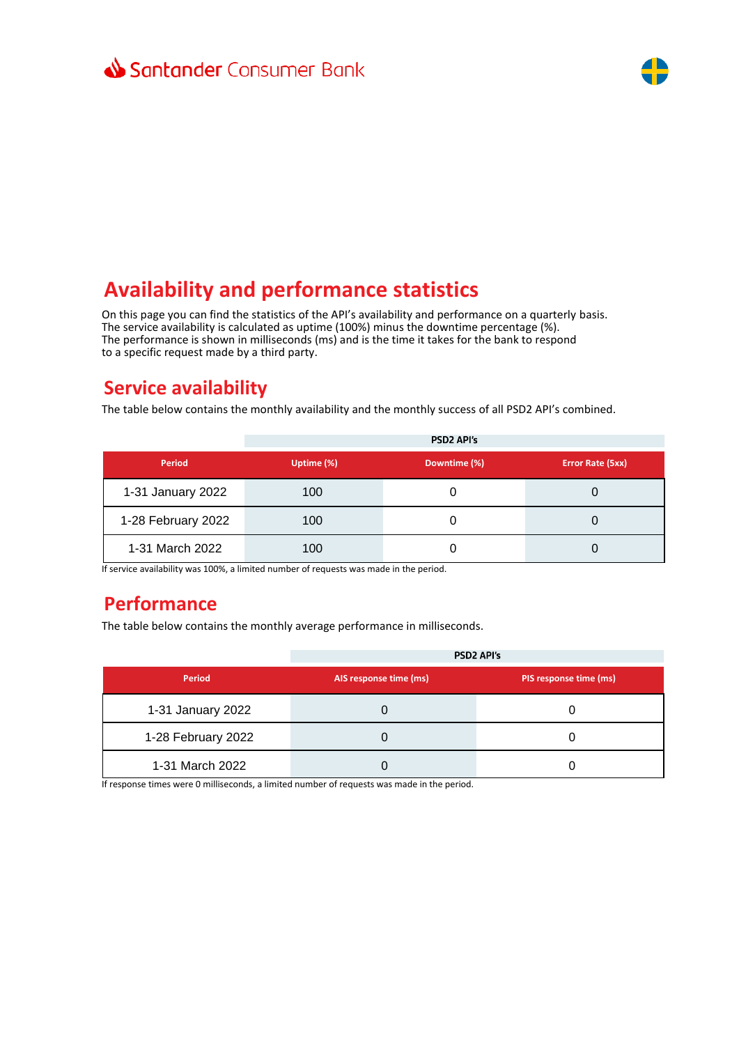# Availability and performance statistics

On this page you can find the statistics of the API's availability and performance on a quarterly basis.
The service availability is calculated as uptime (100%) minus the downtime percentage (%).
The performance is shown in milliseconds (ms) and is the time it takes for the bank to respond
to a specific request made by a third party.

## Service availability

The table below contains the monthly availability and the monthly success of all PSD2 API's combined.

| | PSD2 API's | | |
|---|---|---|---|
| **Period** | **Uptime (%)** | **Downtime (%)** | **Error Rate (5xx)** |
| 1-31 January 2022 | 100 | 0 | 0 |
| 1-28 February 2022 | 100 | 0 | 0 |
| 1-31 March 2022 | 100 | 0 | 0 |

If service availability was 100%, a limited number of requests was made in the period.

## Performance

The table below contains the monthly average performance in milliseconds.

| | PSD2 API's | |
|---|---|---|
| **Period** | **AIS response time (ms)** | **PIS response time (ms)** |
| 1-31 January 2022 | 0 | 0 |
| 1-28 February 2022 | 0 | 0 |
| 1-31 March 2022 | 0 | 0 |

If response times were 0 milliseconds, a limited number of requests was made in the period.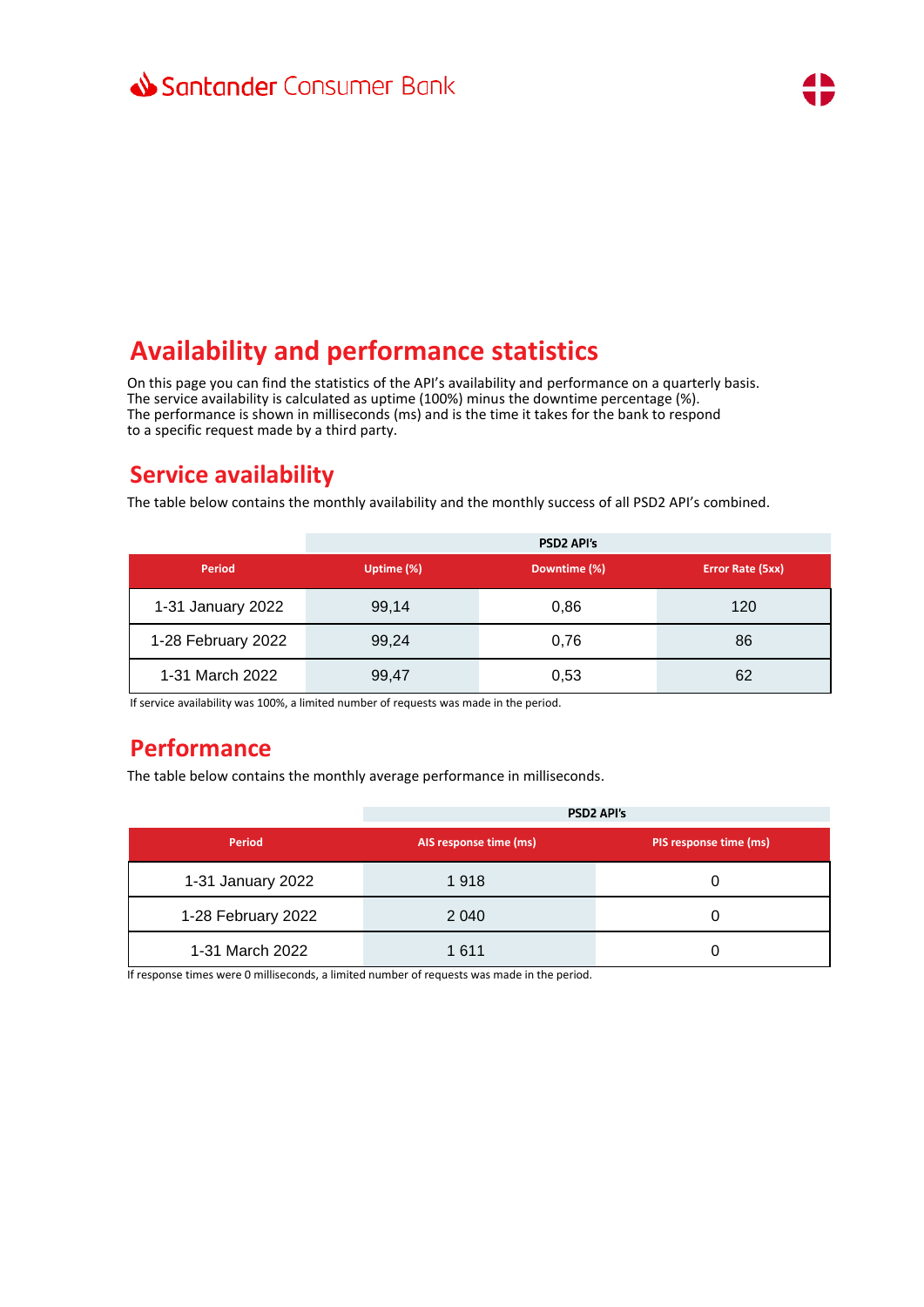Santander Consumer Bank

# Availability and performance statistics

On this page you can find the statistics of the API's availability and performance on a quarterly basis.
The service availability is calculated as uptime (100%) minus the downtime percentage (%).
The performance is shown in milliseconds (ms) and is the time it takes for the bank to respond
to a specific request made by a third party.

## Service availability

The table below contains the monthly availability and the monthly success of all PSD2 API's combined.

| | PSD2 API's | | |
|---|---|---|---|
| **Period** | **Uptime (%)** | **Downtime (%)** | **Error Rate (5xx)** |
| 1-31 January 2022 | 99,14 | 0,86 | 120 |
| 1-28 February 2022 | 99,24 | 0,76 | 86 |
| 1-31 March 2022 | 99,47 | 0,53 | 62 |

If service availability was 100%, a limited number of requests was made in the period.

## Performance

The table below contains the monthly average performance in milliseconds.

| | PSD2 API's | |
|---|---|---|
| **Period** | **AIS response time (ms)** | **PIS response time (ms)** |
| 1-31 January 2022 | 1 918 | 0 |
| 1-28 February 2022 | 2 040 | 0 |
| 1-31 March 2022 | 1 611 | 0 |

If response times were 0 milliseconds, a limited number of requests was made in the period.